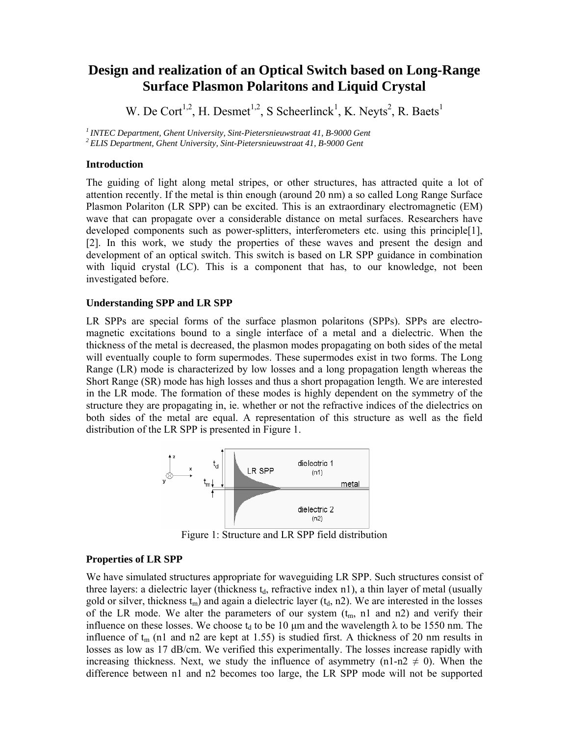# Design and realization of an Optical Switch based on Long-Range Surface Plasmon Polaritons and Liquid Crystal

W. De Cort[1,2], H. Desmet[1,2], S Scheerlinck[1], K. Neyts[2], R. Baets[1]

[1] *INTEC Department, Ghent University, Sint-Pietersnieuwstraat 41, B-9000 Gent*
[2] *ELIS Department, Ghent University, Sint-Pietersnieuwstraat 41, B-9000 Gent*

### Introduction

The guiding of light along metal stripes, or other structures, has attracted quite a lot of attention recently. If the metal is thin enough (around 20 nm) a so called Long Range Surface Plasmon Polariton (LR SPP) can be excited. This is an extraordinary electromagnetic (EM) wave that can propagate over a considerable distance on metal surfaces. Researchers have developed components such as power-splitters, interferometers etc. using this principle[1], [2]. In this work, we study the properties of these waves and present the design and development of an optical switch. This switch is based on LR SPP guidance in combination with liquid crystal (LC). This is a component that has, to our knowledge, not been investigated before.

### Understanding SPP and LR SPP

LR SPPs are special forms of the surface plasmon polaritons (SPPs). SPPs are electromagnetic excitations bound to a single interface of a metal and a dielectric. When the thickness of the metal is decreased, the plasmon modes propagating on both sides of the metal will eventually couple to form supermodes. These supermodes exist in two forms. The Long Range (LR) mode is characterized by low losses and a long propagation length whereas the Short Range (SR) mode has high losses and thus a short propagation length. We are interested in the LR mode. The formation of these modes is highly dependent on the symmetry of the structure they are propagating in, ie. whether or not the refractive indices of the dielectrics on both sides of the metal are equal. A representation of this structure as well as the field distribution of the LR SPP is presented in Figure 1.

Figure 1: Structure and LR SPP field distribution

### Properties of LR SPP

We have simulated structures appropriate for waveguiding LR SPP. Such structures consist of three layers: a dielectric layer (thickness $t_d$, refractive index n1), a thin layer of metal (usually gold or silver, thickness $t_m$) and again a dielectric layer ($t_d$, n2). We are interested in the losses of the LR mode. We alter the parameters of our system ($t_m$, n1 and n2) and verify their influence on these losses. We choose $t_d$ to be 10 µm and the wavelength $\lambda$ to be 1550 nm. The influence of $t_m$ (n1 and n2 are kept at 1.55) is studied first. A thickness of 20 nm results in losses as low as 17 dB/cm. We verified this experimentally. The losses increase rapidly with increasing thickness. Next, we study the influence of asymmetry ($n1-n2 \neq 0$). When the difference between n1 and n2 becomes too large, the LR SPP mode will not be supported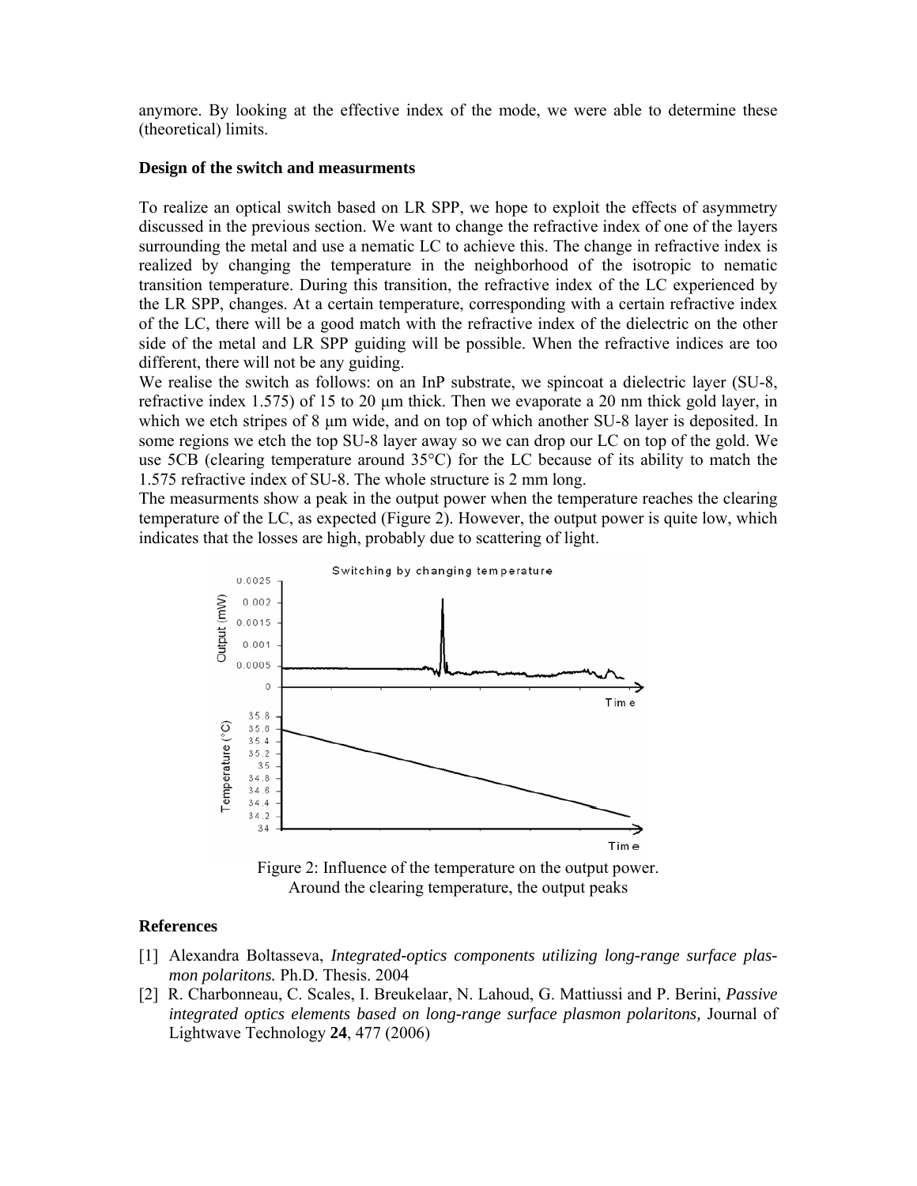anymore. By looking at the effective index of the mode, we were able to determine these (theoretical) limits.

### Design of the switch and measurments

To realize an optical switch based on LR SPP, we hope to exploit the effects of asymmetry discussed in the previous section. We want to change the refractive index of one of the layers surrounding the metal and use a nematic LC to achieve this. The change in refractive index is realized by changing the temperature in the neighborhood of the isotropic to nematic transition temperature. During this transition, the refractive index of the LC experienced by the LR SPP, changes. At a certain temperature, corresponding with a certain refractive index of the LC, there will be a good match with the refractive index of the dielectric on the other side of the metal and LR SPP guiding will be possible. When the refractive indices are too different, there will not be any guiding.

We realise the switch as follows: on an InP substrate, we spincoat a dielectric layer (SU-8, refractive index 1.575) of 15 to 20 μm thick. Then we evaporate a 20 nm thick gold layer, in which we etch stripes of 8 μm wide, and on top of which another SU-8 layer is deposited. In some regions we etch the top SU-8 layer away so we can drop our LC on top of the gold. We use 5CB (clearing temperature around 35°C) for the LC because of its ability to match the 1.575 refractive index of SU-8. The whole structure is 2 mm long.

The measurments show a peak in the output power when the temperature reaches the clearing temperature of the LC, as expected (Figure 2). However, the output power is quite low, which indicates that the losses are high, probably due to scattering of light.

Switching by changing temperature

Output (mW)

0.0025
0.002
0.0015
0.001
0.0005
0

Time

Temperature (°C)

35.8
35.6
35.4
35.2
35
34.8
34.6
34.4
34.2
34

Time

Figure 2: Influence of the temperature on the output power. Around the clearing temperature, the output peaks

### References

[1] Alexandra Boltasseva, *Integrated-optics components utilizing long-range surface plasmon polaritons.* Ph.D. Thesis. 2004

[2] R. Charbonneau, C. Scales, I. Breukelaar, N. Lahoud, G. Mattiussi and P. Berini, *Passive integrated optics elements based on long-range surface plasmon polaritons,* Journal of Lightwave Technology **24**, 477 (2006)